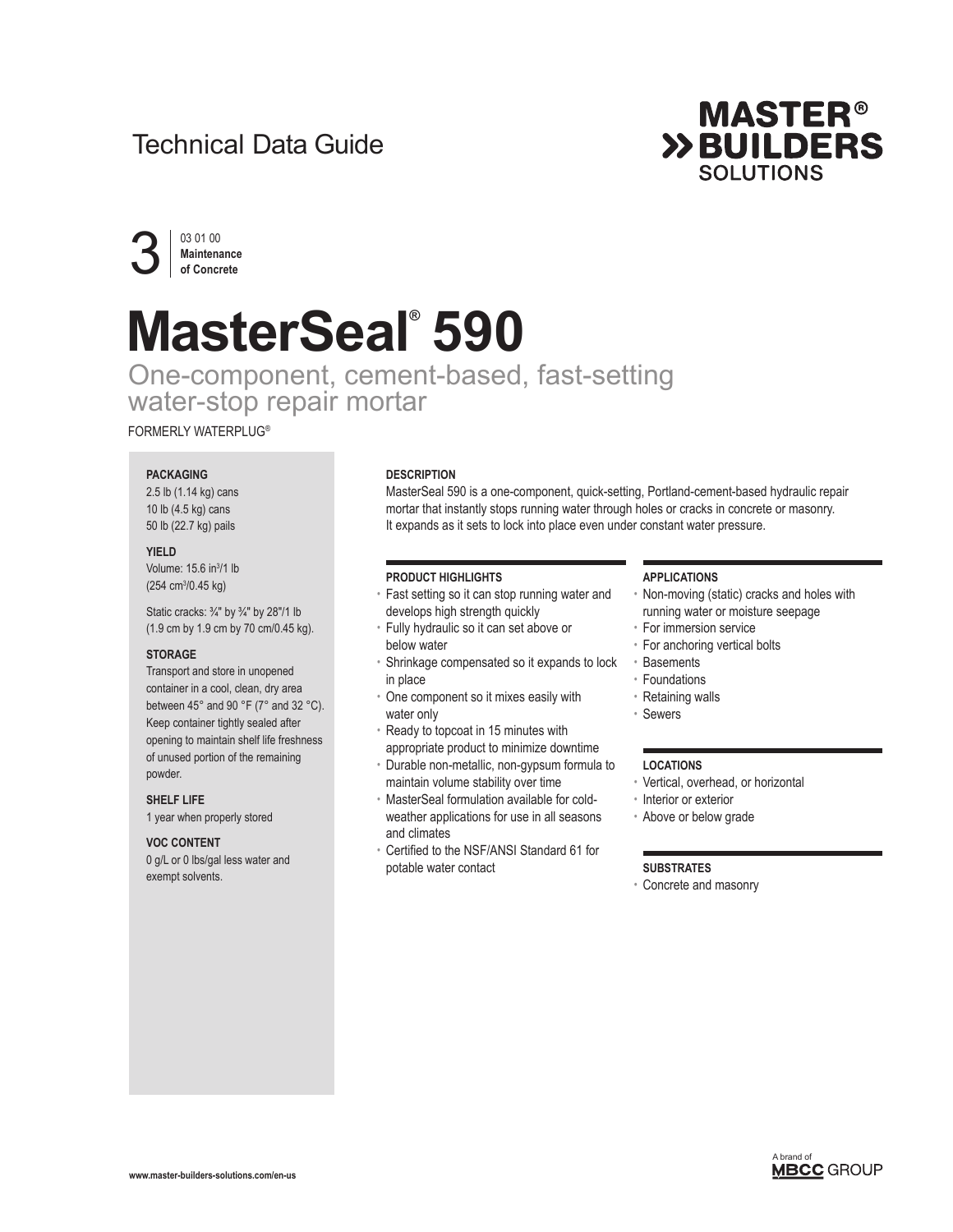Technical Data Guide

**MASTER® BUILDERS SOLUTIONS**

3 | 03 01 00 **Maintenance of Concrete**

# MasterSeal® 590

## One-component, cement-based, fast-setting water-stop repair mortar

FORMERLY WATERPLUG®

**PACKAGING**

2.5 lb (1.14 kg) cans
10 lb (4.5 kg) cans
50 lb (22.7 kg) pails

**YIELD**

Volume: 15.6 $in^3$/1 lb
(254 $cm^3$/0.45 kg)

Static cracks: ¾" by ¾" by 28"/1 lb
(1.9 cm by 1.9 cm by 70 cm/0.45 kg).

**STORAGE**

Transport and store in unopened container in a cool, clean, dry area between 45° and 90 °F (7° and 32 °C). Keep container tightly sealed after opening to maintain shelf life freshness of unused portion of the remaining powder.

**SHELF LIFE**

1 year when properly stored

**VOC CONTENT**

0 g/L or 0 lbs/gal less water and exempt solvents.

### DESCRIPTION

MasterSeal 590 is a one-component, quick-setting, Portland-cement-based hydraulic repair mortar that instantly stops running water through holes or cracks in concrete or masonry. It expands as it sets to lock into place even under constant water pressure.

### PRODUCT HIGHLIGHTS

- Fast setting so it can stop running water and develops high strength quickly
- Fully hydraulic so it can set above or below water
- Shrinkage compensated so it expands to lock in place
- One component so it mixes easily with water only
- Ready to topcoat in 15 minutes with appropriate product to minimize downtime
- Durable non-metallic, non-gypsum formula to maintain volume stability over time
- MasterSeal formulation available for cold-weather applications for use in all seasons and climates
- Certified to the NSF/ANSI Standard 61 for potable water contact

### APPLICATIONS

- Non-moving (static) cracks and holes with running water or moisture seepage
- For immersion service
- For anchoring vertical bolts
- Basements
- Foundations
- Retaining walls
- Sewers

### LOCATIONS

- Vertical, overhead, or horizontal
- Interior or exterior
- Above or below grade

### SUBSTRATES

- Concrete and masonry

www.master-builders-solutions.com/en-us

A brand of MBCC GROUP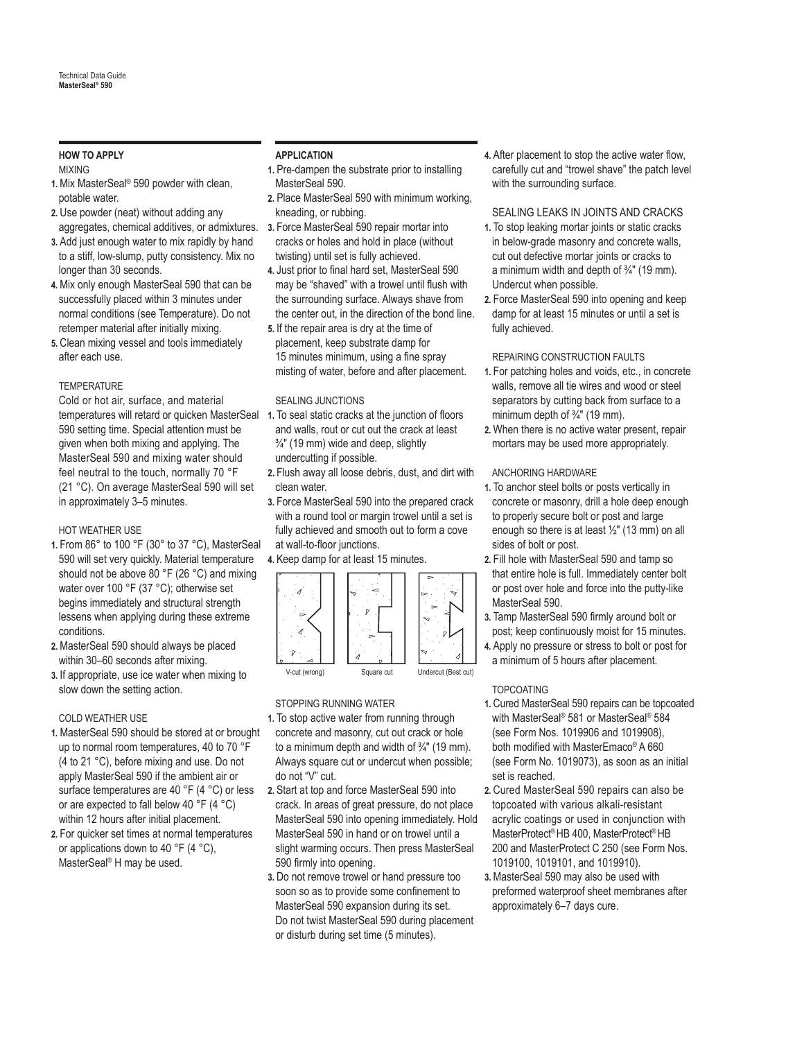## HOW TO APPLY

MIXING

1. Mix MasterSeal® 590 powder with clean, potable water.
2. Use powder (neat) without adding any aggregates, chemical additives, or admixtures.
3. Add just enough water to mix rapidly by hand to a stiff, low-slump, putty consistency. Mix no longer than 30 seconds.
4. Mix only enough MasterSeal 590 that can be successfully placed within 3 minutes under normal conditions (see Temperature). Do not retemper material after initially mixing.
5. Clean mixing vessel and tools immediately after each use.

TEMPERATURE

Cold or hot air, surface, and material temperatures will retard or quicken MasterSeal 590 setting time. Special attention must be given when both mixing and applying. The MasterSeal 590 and mixing water should feel neutral to the touch, normally 70 °F (21 °C). On average MasterSeal 590 will set in approximately 3–5 minutes.

HOT WEATHER USE

1. From 86° to 100 °F (30° to 37 °C), MasterSeal 590 will set very quickly. Material temperature should not be above 80 °F (26 °C) and mixing water over 100 °F (37 °C); otherwise set begins immediately and structural strength lessens when applying during these extreme conditions.
2. MasterSeal 590 should always be placed within 30–60 seconds after mixing.
3. If appropriate, use ice water when mixing to slow down the setting action.

COLD WEATHER USE

1. MasterSeal 590 should be stored at or brought up to normal room temperatures, 40 to 70 °F (4 to 21 °C), before mixing and use. Do not apply MasterSeal 590 if the ambient air or surface temperatures are 40 °F (4 °C) or less or are expected to fall below 40 °F (4 °C) within 12 hours after initial placement.
2. For quicker set times at normal temperatures or applications down to 40 °F (4 °C), MasterSeal® H may be used.

## APPLICATION

1. Pre-dampen the substrate prior to installing MasterSeal 590.
2. Place MasterSeal 590 with minimum working, kneading, or rubbing.
3. Force MasterSeal 590 repair mortar into cracks or holes and hold in place (without twisting) until set is fully achieved.
4. Just prior to final hard set, MasterSeal 590 may be "shaved" with a trowel until flush with the surrounding surface. Always shave from the center out, in the direction of the bond line.
5. If the repair area is dry at the time of placement, keep substrate damp for 15 minutes minimum, using a fine spray misting of water, before and after placement.

SEALING JUNCTIONS

1. To seal static cracks at the junction of floors and walls, rout or cut out the crack at least ¾" (19 mm) wide and deep, slightly undercutting if possible.
2. Flush away all loose debris, dust, and dirt with clean water.
3. Force MasterSeal 590 into the prepared crack with a round tool or margin trowel until a set is fully achieved and smooth out to form a cove at wall-to-floor junctions.
4. Keep damp for at least 15 minutes.

V-cut (wrong) — Square cut — Undercut (Best cut)

STOPPING RUNNING WATER

1. To stop active water from running through concrete and masonry, cut out crack or hole to a minimum depth and width of ¾" (19 mm). Always square cut or undercut when possible; do not "V" cut.
2. Start at top and force MasterSeal 590 into crack. In areas of great pressure, do not place MasterSeal 590 into opening immediately. Hold MasterSeal 590 in hand or on trowel until a slight warming occurs. Then press MasterSeal 590 firmly into opening.
3. Do not remove trowel or hand pressure too soon so as to provide some confinement to MasterSeal 590 expansion during its set. Do not twist MasterSeal 590 during placement or disturb during set time (5 minutes).
4. After placement to stop the active water flow, carefully cut and "trowel shave" the patch level with the surrounding surface.

SEALING LEAKS IN JOINTS AND CRACKS

1. To stop leaking mortar joints or static cracks in below-grade masonry and concrete walls, cut out defective mortar joints or cracks to a minimum width and depth of ¾" (19 mm). Undercut when possible.
2. Force MasterSeal 590 into opening and keep damp for at least 15 minutes or until a set is fully achieved.

REPAIRING CONSTRUCTION FAULTS

1. For patching holes and voids, etc., in concrete walls, remove all tie wires and wood or steel separators by cutting back from surface to a minimum depth of ¾" (19 mm).
2. When there is no active water present, repair mortars may be used more appropriately.

ANCHORING HARDWARE

1. To anchor steel bolts or posts vertically in concrete or masonry, drill a hole deep enough to properly secure bolt or post and large enough so there is at least ½" (13 mm) on all sides of bolt or post.
2. Fill hole with MasterSeal 590 and tamp so that entire hole is full. Immediately center bolt or post over hole and force into the putty-like MasterSeal 590.
3. Tamp MasterSeal 590 firmly around bolt or post; keep continuously moist for 15 minutes.
4. Apply no pressure or stress to bolt or post for a minimum of 5 hours after placement.

TOPCOATING

1. Cured MasterSeal 590 repairs can be topcoated with MasterSeal® 581 or MasterSeal® 584 (see Form Nos. 1019906 and 1019908), both modified with MasterEmaco® A 660 (see Form No. 1019073), as soon as an initial set is reached.
2. Cured MasterSeal 590 repairs can also be topcoated with various alkali-resistant acrylic coatings or used in conjunction with MasterProtect® HB 400, MasterProtect® HB 200 and MasterProtect C 250 (see Form Nos. 1019100, 1019101, and 1019910).
3. MasterSeal 590 may also be used with preformed waterproof sheet membranes after approximately 6–7 days cure.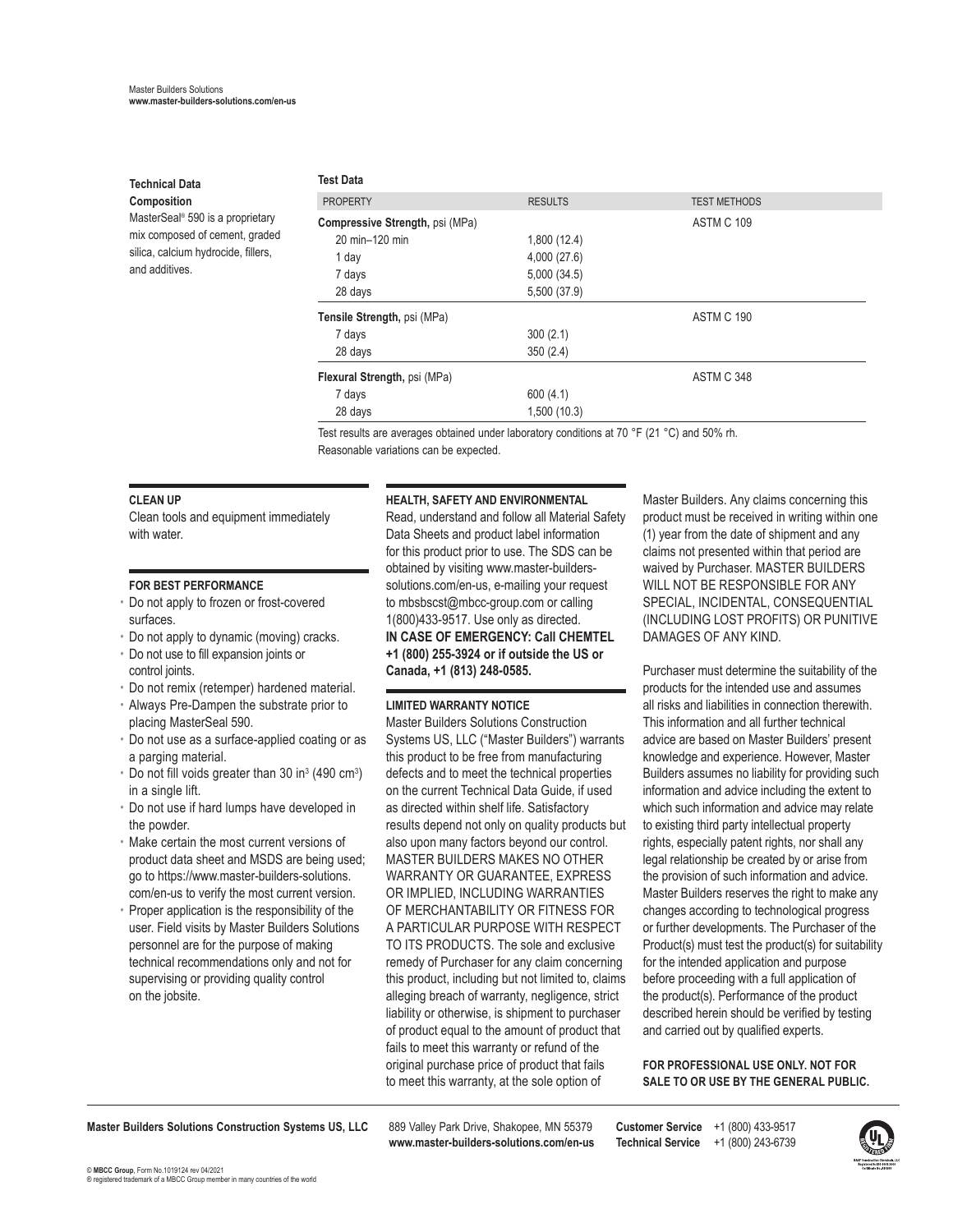## Technical Data

**Composition**

MasterSeal® 590 is a proprietary mix composed of cement, graded silica, calcium hydrocide, fillers, and additives.

**Test Data**

| PROPERTY | RESULTS | TEST METHODS |
|---|---|---|
| **Compressive Strength,** psi (MPa) | | ASTM C 109 |
| 20 min–120 min | 1,800 (12.4) | |
| 1 day | 4,000 (27.6) | |
| 7 days | 5,000 (34.5) | |
| 28 days | 5,500 (37.9) | |
| **Tensile Strength,** psi (MPa) | | ASTM C 190 |
| 7 days | 300 (2.1) | |
| 28 days | 350 (2.4) | |
| **Flexural Strength,** psi (MPa) | | ASTM C 348 |
| 7 days | 600 (4.1) | |
| 28 days | 1,500 (10.3) | |

Test results are averages obtained under laboratory conditions at 70 °F (21 °C) and 50% rh.
Reasonable variations can be expected.

### CLEAN UP

Clean tools and equipment immediately with water.

### FOR BEST PERFORMANCE

- Do not apply to frozen or frost-covered surfaces.
- Do not apply to dynamic (moving) cracks.
- Do not use to fill expansion joints or control joints.
- Do not remix (retemper) hardened material.
- Always Pre-Dampen the substrate prior to placing MasterSeal 590.
- Do not use as a surface-applied coating or as a parging material.
- Do not fill voids greater than 30 in$^3$ (490 cm$^3$) in a single lift.
- Do not use if hard lumps have developed in the powder.
- Make certain the most current versions of product data sheet and MSDS are being used; go to https://www.master-builders-solutions.com/en-us to verify the most current version.
- Proper application is the responsibility of the user. Field visits by Master Builders Solutions personnel are for the purpose of making technical recommendations only and not for supervising or providing quality control on the jobsite.

### HEALTH, SAFETY AND ENVIRONMENTAL

Read, understand and follow all Material Safety Data Sheets and product label information for this product prior to use. The SDS can be obtained by visiting www.master-builders-solutions.com/en-us, e-mailing your request to mbsbscst@mbcc-group.com or calling 1(800)433-9517. Use only as directed.

**IN CASE OF EMERGENCY: Call CHEMTEL +1 (800) 255-3924 or if outside the US or Canada, +1 (813) 248-0585.**

### LIMITED WARRANTY NOTICE

Master Builders Solutions Construction Systems US, LLC ("Master Builders") warrants this product to be free from manufacturing defects and to meet the technical properties on the current Technical Data Guide, if used as directed within shelf life. Satisfactory results depend not only on quality products but also upon many factors beyond our control. MASTER BUILDERS MAKES NO OTHER WARRANTY OR GUARANTEE, EXPRESS OR IMPLIED, INCLUDING WARRANTIES OF MERCHANTABILITY OR FITNESS FOR A PARTICULAR PURPOSE WITH RESPECT TO ITS PRODUCTS. The sole and exclusive remedy of Purchaser for any claim concerning this product, including but not limited to, claims alleging breach of warranty, negligence, strict liability or otherwise, is shipment to purchaser of product equal to the amount of product that fails to meet this warranty or refund of the original purchase price of product that fails to meet this warranty, at the sole option of Master Builders. Any claims concerning this product must be received in writing within one (1) year from the date of shipment and any claims not presented within that period are waived by Purchaser. MASTER BUILDERS WILL NOT BE RESPONSIBLE FOR ANY SPECIAL, INCIDENTAL, CONSEQUENTIAL (INCLUDING LOST PROFITS) OR PUNITIVE DAMAGES OF ANY KIND.

Purchaser must determine the suitability of the products for the intended use and assumes all risks and liabilities in connection therewith. This information and all further technical advice are based on Master Builders' present knowledge and experience. However, Master Builders assumes no liability for providing such information and advice including the extent to which such information and advice may relate to existing third party intellectual property rights, especially patent rights, nor shall any legal relationship be created by or arise from the provision of such information and advice. Master Builders reserves the right to make any changes according to technological progress or further developments. The Purchaser of the Product(s) must test the product(s) for suitability for the intended application and purpose before proceeding with a full application of the product(s). Performance of the product described herein should be verified by testing and carried out by qualified experts.

**FOR PROFESSIONAL USE ONLY. NOT FOR SALE TO OR USE BY THE GENERAL PUBLIC.**

**Master Builders Solutions Construction Systems US, LLC** 889 Valley Park Drive, Shakopee, MN 55379 **www.master-builders-solutions.com/en-us**

**Customer Service** +1 (800) 433-9517
**Technical Service** +1 (800) 243-6739

© **MBCC Group**, Form No.1019124 rev 04/2021
® registered trademark of a MBCC Group member in many countries of the world